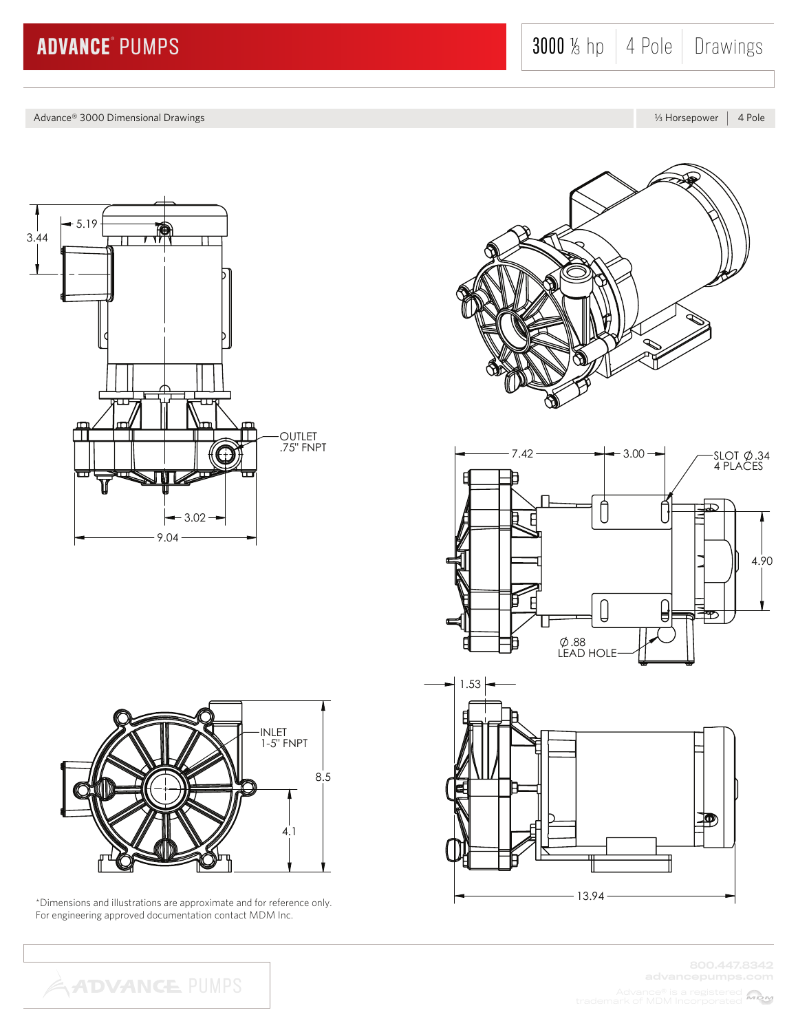# ADVANCE® PUMPS

3000 ⅓ hp | 4 Pole | Drawings

Advance® 3000 Dimensional Drawings | ⅓ Horsepower | 4 Pole

3.44

5.19

OUTLET
.75" FNPT

3.02

9.04

7.42

3.00

SLOT Ø .34
4 PLACES

4.90

Ø .88
LEAD HOLE

INLET
1-5" FNPT

8.5

4.1

1.53

13.94

*Dimensions and illustrations are approximate and for reference only.
For engineering approved documentation contact MDM Inc.

800.447.8342
advancepumps.com

Advance® is a registered trademark of MDM Incorporated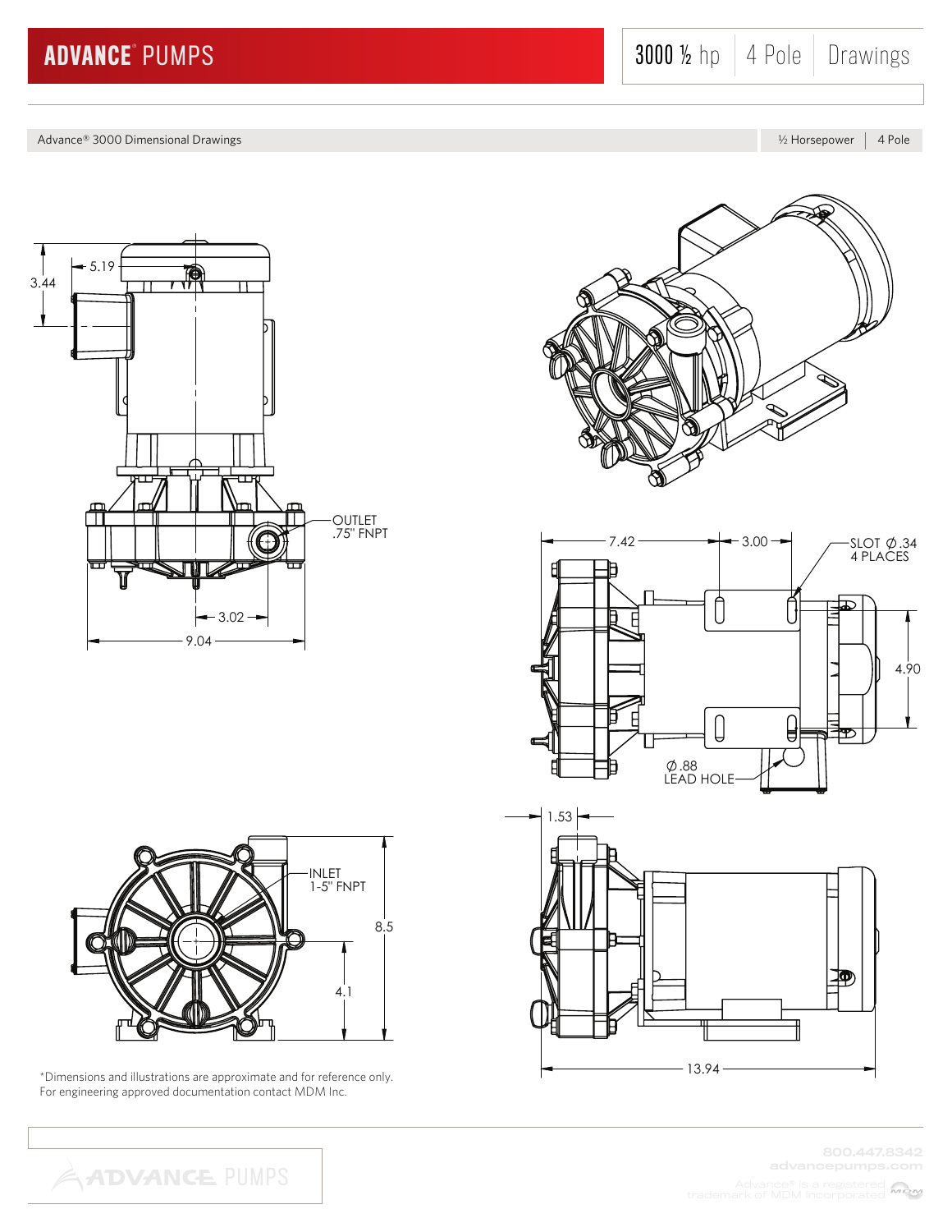# ADVANCE® PUMPS

3000 ½ hp | 4 Pole | Drawings

Advance® 3000 Dimensional Drawings — ½ Horsepower | 4 Pole

3.44

5.19

OUTLET
.75" FNPT

3.02

9.04

7.42

3.00

SLOT Ø .34
4 PLACES

4.90

Ø .88
LEAD HOLE

INLET
1-5" FNPT

8.5

4.1

1.53

13.94

*Dimensions and illustrations are approximate and for reference only.
For engineering approved documentation contact MDM Inc.

800.447.8342
advancepumps.com

Advance® is a registered trademark of MDM Incorporated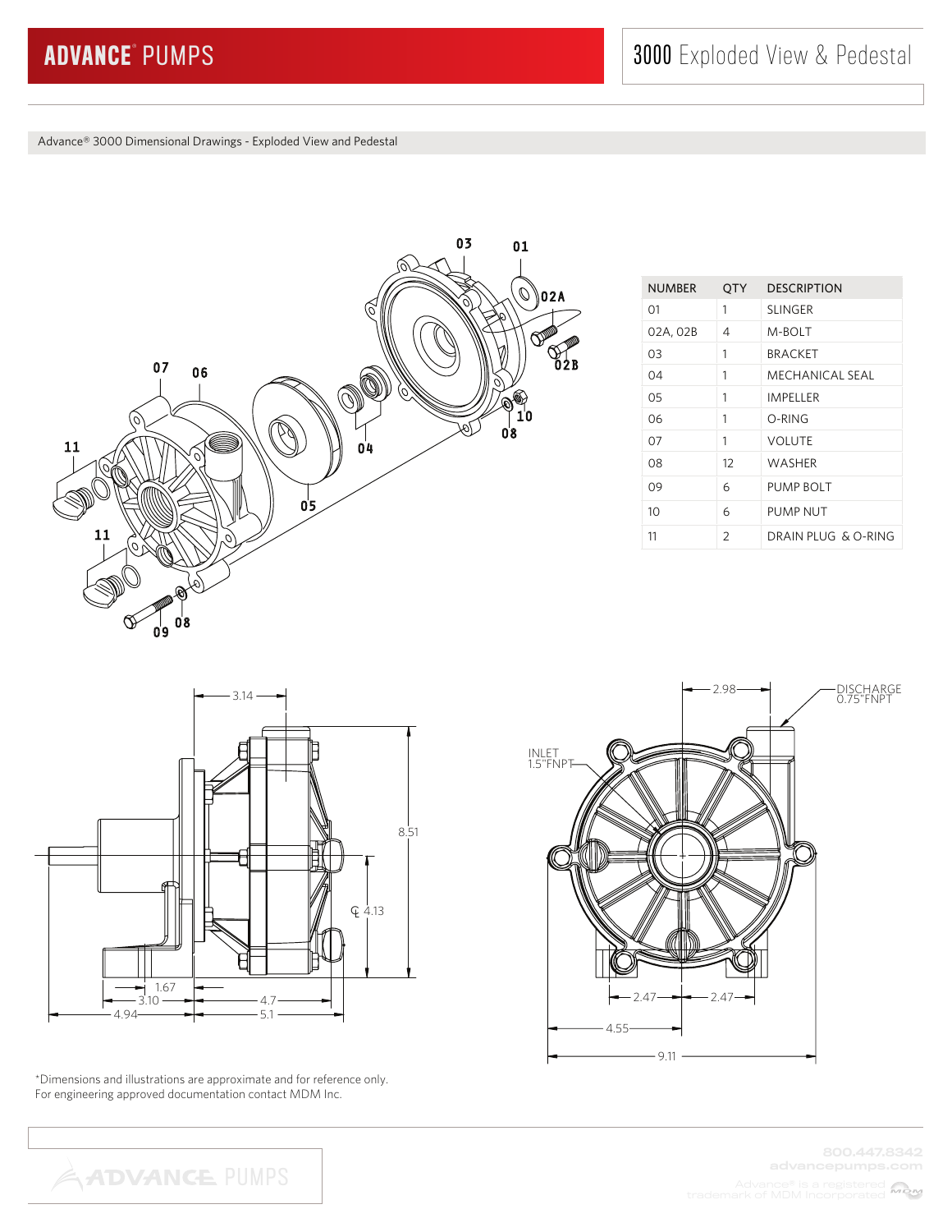# ADVANCE PUMPS

## 3000 Exploded View & Pedestal

Advance® 3000 Dimensional Drawings - Exploded View and Pedestal

03
01
02A
02B
07
06
10
08
04
11
05
11
09
08

| NUMBER | QTY | DESCRIPTION |
|---|---|---|
| 01 | 1 | SLINGER |
| 02A, 02B | 4 | M-BOLT |
| 03 | 1 | BRACKET |
| 04 | 1 | MECHANICAL SEAL |
| 05 | 1 | IMPELLER |
| 06 | 1 | O-RING |
| 07 | 1 | VOLUTE |
| 08 | 12 | WASHER |
| 09 | 6 | PUMP BOLT |
| 10 | 6 | PUMP NUT |
| 11 | 2 | DRAIN PLUG & O-RING |

3.14
8.51
℄ 4.13
1.67
3.10
4.94
4.7
5.1

2.98
DISCHARGE 0.75"FNPT
INLET 1.5"FNPT
2.47
2.47
4.55
9.11

*Dimensions and illustrations are approximate and for reference only.
For engineering approved documentation contact MDM Inc.

800.447.8342
advancepumps.com
Advance® is a registered trademark of MDM Incorporated